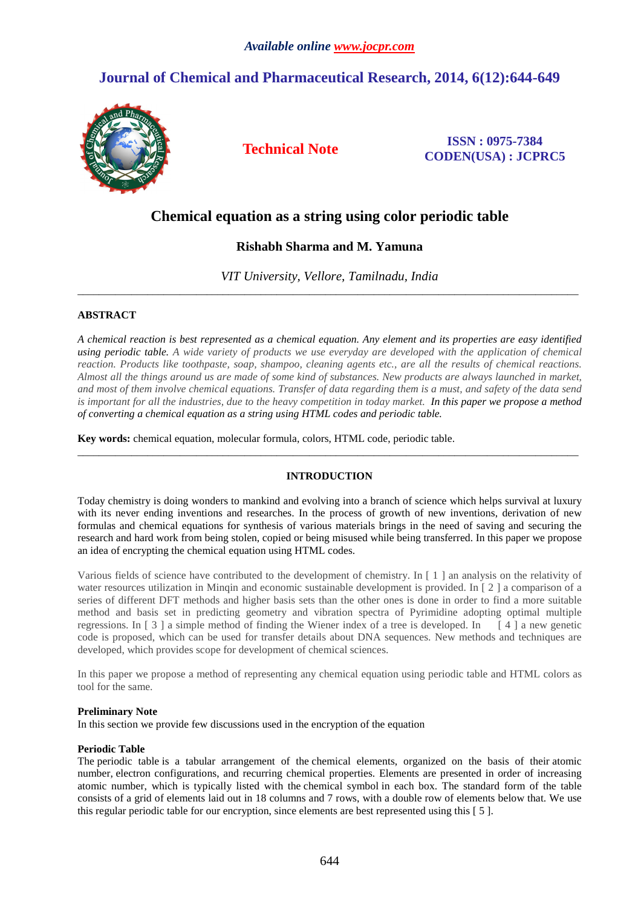# Chemical equation as a string using color periodic table

**Rishabh Sharma and M. Yamuna**

*VIT University, Vellore, Tamilnadu, India*

---

**ABSTRACT**

*A chemical reaction is best represented as a chemical equation. Any element and its properties are easy identified using periodic table. A wide variety of products we use everyday are developed with the application of chemical reaction. Products like toothpaste, soap, shampoo, cleaning agents etc., are all the results of chemical reactions. Almost all the things around us are made of some kind of substances. New products are always launched in market, and most of them involve chemical equations. Transfer of data regarding them is a must, and safety of the data send is important for all the industries, due to the heavy competition in today market. In this paper we propose a method of converting a chemical equation as a string using HTML codes and periodic table.*

**Key words:** chemical equation, molecular formula, colors, HTML code, periodic table.

---

## INTRODUCTION

Today chemistry is doing wonders to mankind and evolving into a branch of science which helps survival at luxury with its never ending inventions and researches. In the process of growth of new inventions, derivation of new formulas and chemical equations for synthesis of various materials brings in the need of saving and securing the research and hard work from being stolen, copied or being misused while being transferred. In this paper we propose an idea of encrypting the chemical equation using HTML codes.

Various fields of science have contributed to the development of chemistry. In [ 1 ] an analysis on the relativity of water resources utilization in Minqin and economic sustainable development is provided. In [ 2 ] a comparison of a series of different DFT methods and higher basis sets than the other ones is done in order to find a more suitable method and basis set in predicting geometry and vibration spectra of Pyrimidine adopting optimal multiple regressions. In [ 3 ] a simple method of finding the Wiener index of a tree is developed. In [ 4 ] a new genetic code is proposed, which can be used for transfer details about DNA sequences. New methods and techniques are developed, which provides scope for development of chemical sciences.

In this paper we propose a method of representing any chemical equation using periodic table and HTML colors as tool for the same.

### Preliminary Note

In this section we provide few discussions used in the encryption of the equation

### Periodic Table

The periodic table is a tabular arrangement of the chemical elements, organized on the basis of their atomic number, electron configurations, and recurring chemical properties. Elements are presented in order of increasing atomic number, which is typically listed with the chemical symbol in each box. The standard form of the table consists of a grid of elements laid out in 18 columns and 7 rows, with a double row of elements below that. We use this regular periodic table for our encryption, since elements are best represented using this [ 5 ].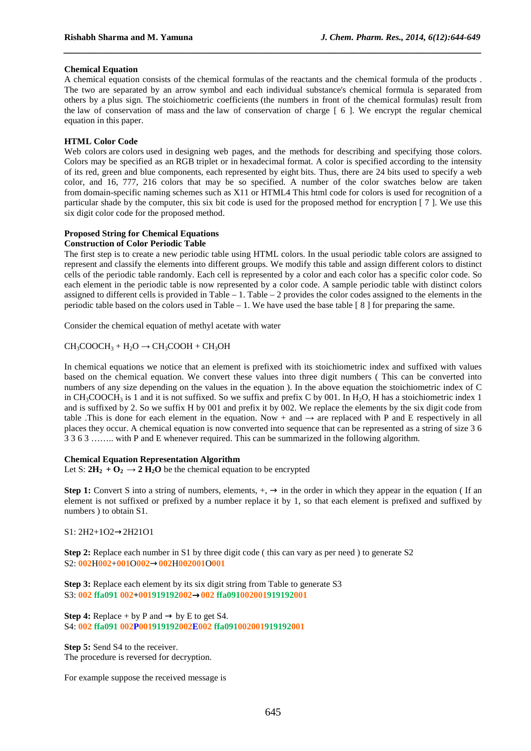### Chemical Equation

A chemical equation consists of the chemical formulas of the reactants and the chemical formula of the products . The two are separated by an arrow symbol and each individual substance's chemical formula is separated from others by a plus sign. The stoichiometric coefficients (the numbers in front of the chemical formulas) result from the law of conservation of mass and the law of conservation of charge [ 6 ]. We encrypt the regular chemical equation in this paper.

### HTML Color Code

Web colors are colors used in designing web pages, and the methods for describing and specifying those colors. Colors may be specified as an RGB triplet or in hexadecimal format. A color is specified according to the intensity of its red, green and blue components, each represented by eight bits. Thus, there are 24 bits used to specify a web color, and 16, 777, 216 colors that may be so specified. A number of the color swatches below are taken from domain-specific naming schemes such as X11 or HTML4 This html code for colors is used for recognition of a particular shade by the computer, this six bit code is used for the proposed method for encryption [ 7 ]. We use this six digit color code for the proposed method.

### Proposed String for Chemical Equations

### Construction of Color Periodic Table

The first step is to create a new periodic table using HTML colors. In the usual periodic table colors are assigned to represent and classify the elements into different groups. We modify this table and assign different colors to distinct cells of the periodic table randomly. Each cell is represented by a color and each color has a specific color code. So each element in the periodic table is now represented by a color code. A sample periodic table with distinct colors assigned to different cells is provided in Table – 1. Table – 2 provides the color codes assigned to the elements in the periodic table based on the colors used in Table – 1. We have used the base table [ 8 ] for preparing the same.

Consider the chemical equation of methyl acetate with water

$CH_3COOCH_3 + H_2O \rightarrow CH_3COOH + CH_3OH$

In chemical equations we notice that an element is prefixed with its stoichiometric index and suffixed with values based on the chemical equation. We convert these values into three digit numbers ( This can be converted into numbers of any size depending on the values in the equation ). In the above equation the stoichiometric index of C in $CH_3COOCH_3$ is 1 and it is not suffixed. So we suffix and prefix C by 001. In $H_2O$, H has a stoichiometric index 1 and is suffixed by 2. So we suffix H by 001 and prefix it by 002. We replace the elements by the six digit code from table .This is done for each element in the equation. Now + and → are replaced with P and E respectively in all places they occur. A chemical equation is now converted into sequence that can be represented as a string of size 3 6 3 3 6 3 …….. with P and E whenever required. This can be summarized in the following algorithm.

### Chemical Equation Representation Algorithm

Let S: $\mathbf{2H_2 + O_2 \rightarrow 2\ H_2O}$ be the chemical equation to be encrypted

**Step 1:** Convert S into a string of numbers, elements, +, → in the order in which they appear in the equation ( If an element is not suffixed or prefixed by a number replace it by 1, so that each element is prefixed and suffixed by numbers ) to obtain S1.

S1: 2H2+1O2→2H21O1

**Step 2:** Replace each number in S1 by three digit code ( this can vary as per need ) to generate S2

S2: **002**H**002**+**001**O**002**→**002**H**002001**O**001**

**Step 3:** Replace each element by its six digit string from Table to generate S3

S3: **002 ffa091 002+001919192002→002 ffa091002001919192001**

**Step 4:** Replace + by P and → by E to get S4.

S4: **002 ffa091 002P001919192002E002 ffa091002001919192001**

**Step 5:** Send S4 to the receiver.

The procedure is reversed for decryption.

For example suppose the received message is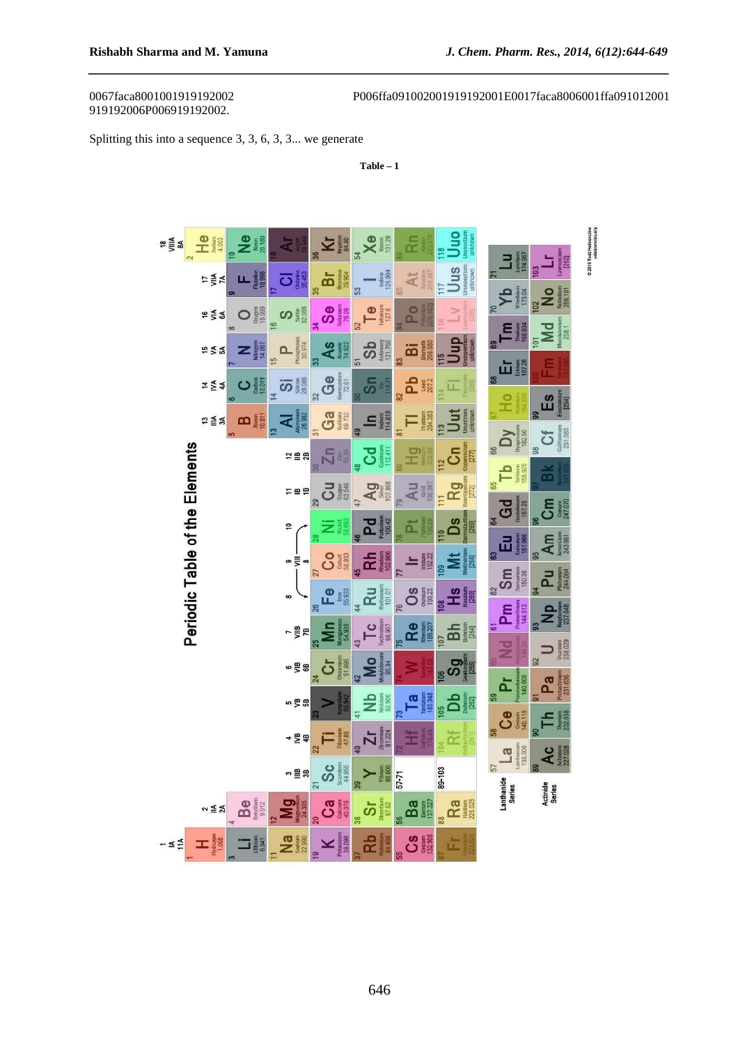0067faca80010019191920029191920 06P006919192002.

P006ffa091002001919192001E0017faca8006001ffa091012001

Splitting this into a sequence 3, 3, 6, 3, 3... we generate

**Table – 1**

| 1 IA 1A | 2 IIA 2A | 3 IIIB 3B | 4 IVB 4B | 5 VB 5B | 6 VIB 6B | 7 VIIB 7B | 8 VIII 8 | 9 VIII 8 | 10 VIII 8 | 11 IB 1B | 12 IIB 2B | 13 IIIA 3A | 14 IVA 4A | 15 VA 5A | 16 VIA 6A | 17 VIIA 7A | 18 VIIIA 8A |
|---|---|---|---|---|---|---|---|---|---|---|---|---|---|---|---|---|---|
| 1 H Hydrogen 1.008 | | | | | | | | | | | | | | | | | 2 He Helium 4.003 |
| 3 Li Lithium 6.941 | 4 Be Beryllium 9.012 | | | | | | | | | | | 5 B Boron 10.811 | 6 C Carbon 12.011 | 7 N Nitrogen 14.007 | 8 O Oxygen 15.999 | 9 F Fluorine 18.998 | 10 Ne Neon 20.180 |
| 11 Na Sodium 22.990 | 12 Mg Magnesium 24.305 | | | | | | | | | | | 13 Al Aluminum 26.982 | 14 Si Silicon 28.086 | 15 P Phosphorus 30.974 | 16 S Sulfur 32.066 | 17 Cl Chlorine 35.453 | 18 Ar Argon 39.948 |
| 19 K Potassium 39.098 | 20 Ca Calcium 40.078 | 21 Sc Scandium 44.956 | 22 Ti Titanium 47.88 | 23 V Vanadium 50.942 | 24 Cr Chromium 51.996 | 25 Mn Manganese 54.938 | 26 Fe Iron 55.933 | 27 Co Cobalt 58.933 | 28 Ni Nickel 58.693 | 29 Cu Copper 63.546 | 30 Zn Zinc 65.39 | 31 Ga Gallium 69.732 | 32 Ge Germanium 72.61 | 33 As Arsenic 74.922 | 34 Se Selenium 78.09 | 35 Br Bromine 79.904 | 36 Kr Krypton 84.80 |
| 37 Rb Rubidium 84.468 | 38 Sr Strontium 87.62 | 39 Y Yttrium 88.906 | 40 Zr Zirconium 91.224 | 41 Nb Niobium 92.906 | 42 Mo Molybdenum 95.94 | 43 Tc Technetium 98.907 | 44 Ru Ruthenium 101.07 | 45 Rh Rhodium 102.906 | 46 Pd Palladium 106.42 | 47 Ag Silver 107.868 | 48 Cd Cadmium 112.411 | 49 In Indium 114.818 | 50 Sn Tin 118.71 | 51 Sb Antimony 121.760 | 52 Te Tellurium 127.6 | 53 I Iodine 126.904 | 54 Xe Xenon 131.29 |
| 55 Cs Cesium 132.905 | 56 Ba Barium 137.327 | 57-71 | 72 Hf Hafnium 178.49 | 73 Ta Tantalum 180.948 | 74 W Tungsten 183.85 | 75 Re Rhenium 186.207 | 76 Os Osmium 190.23 | 77 Ir Iridium 192.22 | 78 Pt Platinum 195.08 | 79 Au Gold 196.967 | 80 Hg Mercury 200.59 | 81 Tl Thallium 204.383 | 82 Pb Lead 207.2 | 83 Bi Bismuth 208.980 | 84 Po Polonium [208.982] | 85 At Astatine 209.987 | 86 Rn Radon 222.018 |
| 87 Fr Francium 223.020 | 88 Ra Radium 226.025 | 89-103 | 104 Rf Rutherfordium [261] | 105 Db Dubnium [262] | 106 Sg Seaborgium [266] | 107 Bh Bohrium [264] | 108 Hs Hassium [269] | 109 Mt Meitnerium [268] | 110 Ds Darmstadtium [269] | 111 Rg Roentgenium [272] | 112 Cn Copernicium [277] | 113 Uut Ununtrium unknown | 114 Fl Flerovium [289] | 115 Uup Ununpentium unknown | 116 Lv Livermorium [298] | 117 Uus Ununseptium unknown | 118 Uuo Ununoctium unknown |

| Series | | | | | | | | | | | | | | |
|---|---|---|---|---|---|---|---|---|---|---|---|---|---|---|
| Lanthanide Series | 57 La Lanthanum 138.906 | 58 Ce Cerium 140.115 | 59 Pr Praseodymium 140.908 | 60 Nd Neodymium 144.24 | 61 Pm Promethium 144.913 | 62 Sm Samarium 150.36 | 63 Eu Europium 151.966 | 64 Gd Gadolinium 157.25 | 65 Tb Terbium 158.925 | 66 Dy Dysprosium 162.50 | 67 Ho Holmium 164.930 | 68 Er Erbium 167.26 | 69 Tm Thulium 168.934 | 70 Yb Ytterbium 173.04 | 71 Lu Lutetium 174.967 |
| Actinide Series | 89 Ac Actinium 227.028 | 90 Th Thorium 232.038 | 91 Pa Protactinium 231.036 | 92 U Uranium 238.029 | 93 Np Neptunium 237.048 | 94 Pu Plutonium 244.064 | 95 Am Americium 243.061 | 96 Cm Curium 247.070 | 97 Bk Berkelium 247.070 | 98 Cf Californium 251.080 | 99 Es Einsteinium [254] | 100 Fm Fermium 257.095 | 101 Md Mendelevium 258.1 | 102 No Nobelium 259.101 | 103 Lr Lawrencium [262] |

© 2013 Todd Helmenstine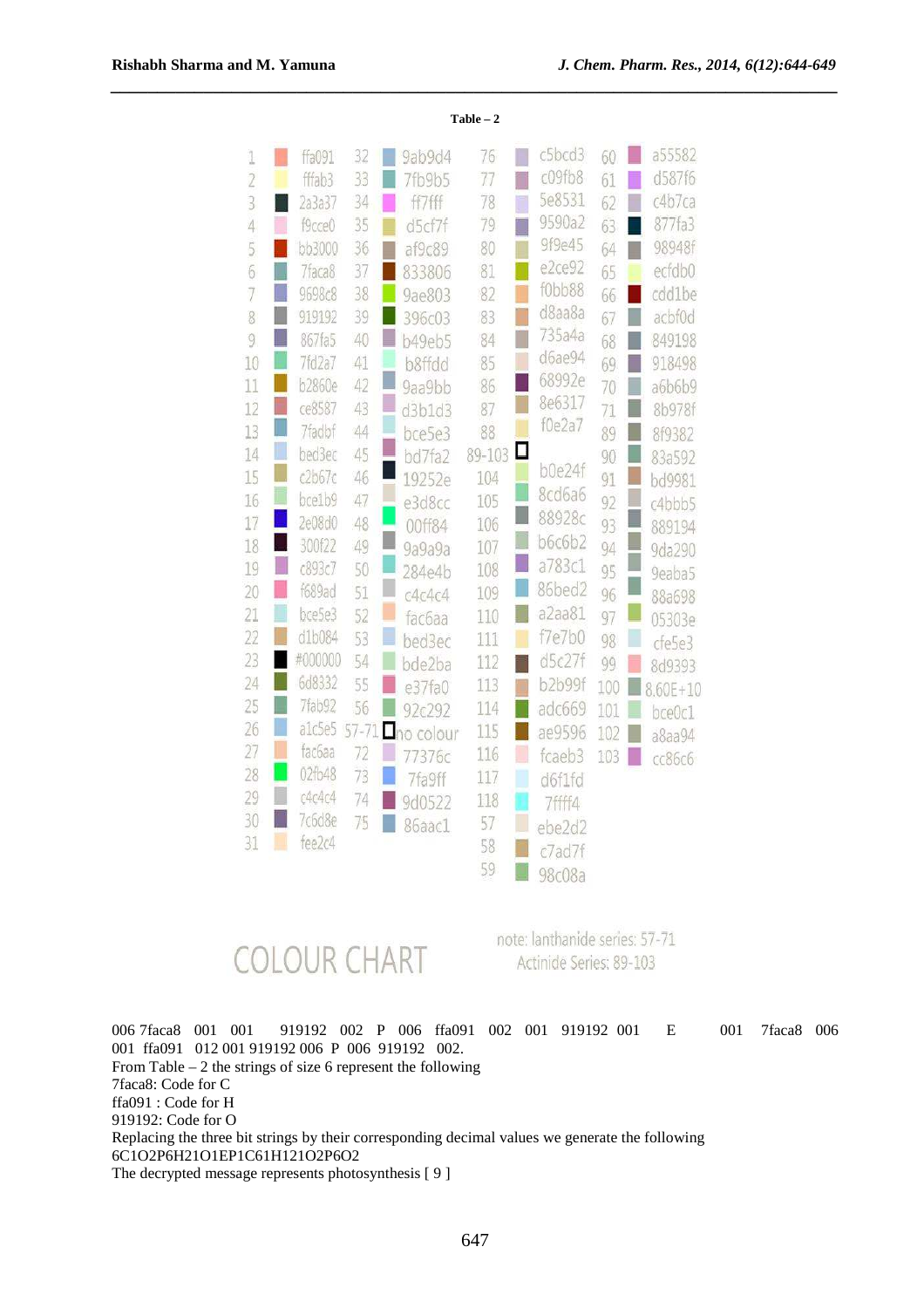**Table – 2**

| No. | Code | No. | Code | No. | Code | No. | Code |
|---|---|---|---|---|---|---|---|
| 1 | ffa091 | 32 | 9ab9d4 | 76 | c5bcd3 | 60 | a55582 |
| 2 | fffab3 | 33 | 7fb9b5 | 77 | c09fb8 | 61 | d587f6 |
| 3 | 2a3a37 | 34 | ff7fff | 78 | 5e8531 | 62 | c4b7ca |
| 4 | f9cce0 | 35 | d5cf7f | 79 | 9590a2 | 63 | 877fa3 |
| 5 | bb3000 | 36 | af9c89 | 80 | 9f9e45 | 64 | 98948f |
| 6 | 7faca8 | 37 | 833806 | 81 | e2ce92 | 65 | ecfdb0 |
| 7 | 9698c8 | 38 | 9ae803 | 82 | f0bb88 | 66 | cdd1be |
| 8 | 919192 | 39 | 396c03 | 83 | d8aa8a | 67 | acbf0d |
| 9 | 867fa5 | 40 | b49eb5 | 84 | 735a4a | 68 | 849198 |
| 10 | 7fd2a7 | 41 | b8ffdd | 85 | d6ae94 | 69 | 918498 |
| 11 | b2860e | 42 | 9aa9bb | 86 | 68992e | 70 | a6b6b9 |
| 12 | ce8587 | 43 | d3b1d3 | 87 | 8e6317 | 71 | 8b978f |
| 13 | 7fadbf | 44 | bce5e3 | 88 | f0e2a7 | 89 | 8f9382 |
| 14 | bed3ec | 45 | bd7fa2 | 89-103 | | 90 | 83a592 |
| 15 | c2b67c | 46 | 19252e | 104 | b0e24f | 91 | bd9981 |
| 16 | bce1b9 | 47 | e3d8cc | 105 | 8cd6a6 | 92 | c4bbb5 |
| 17 | 2e08d0 | 48 | 00ff84 | 106 | 88928c | 93 | 889194 |
| 18 | 300f22 | 49 | 9a9a9a | 107 | b6c6b2 | 94 | 9da290 |
| 19 | c893c7 | 50 | 284e4b | 108 | a783c1 | 95 | 9eaba5 |
| 20 | f689ad | 51 | c4c4c4 | 109 | 86bed2 | 96 | 88a698 |
| 21 | bce5e3 | 52 | fac6aa | 110 | a2aa81 | 97 | 05303e |
| 22 | d1b084 | 53 | bed3ec | 111 | f7e7b0 | 98 | cfe5e3 |
| 23 | #000000 | 54 | bde2ba | 112 | d5c27f | 99 | 8d9393 |
| 24 | 6d8332 | 55 | e37fa0 | 113 | b2b99f | 100 | 8.60E+10 |
| 25 | 7fab92 | 56 | 92c292 | 114 | adc669 | 101 | bce0c1 |
| 26 | a1c5e5 | 57-71 | no colour | 115 | ae9596 | 102 | a8aa94 |
| 27 | fac6aa | 72 | 77376c | 116 | fcaeb3 | 103 | cc86c6 |
| 28 | 02fb48 | 73 | 7fa9ff | 117 | d6f1fd | | |
| 29 | c4c4c4 | 74 | 9d0522 | 118 | 7ffff4 | | |
| 30 | 7c6d8e | 75 | 86aac1 | 57 | ebe2d2 | | |
| 31 | fee2c4 | | | 58 | c7ad7f | | |
| | | | | 59 | 98c08a | | |

COLOUR CHART

note: lanthanide series: 57-71
Actinide Series: 89-103

006 7faca8 001 001 919192 002 P 006 ffa091 002 001 919192 001 E 001 7faca8 006 001 ffa091 012 001 919192 006 P 006 919192 002.

From Table – 2 the strings of size 6 represent the following

7faca8: Code for C

ffa091 : Code for H

919192: Code for O

Replacing the three bit strings by their corresponding decimal values we generate the following

6C1O2P6H21O1EP1C61H121O2P6O2

The decrypted message represents photosynthesis [ 9 ]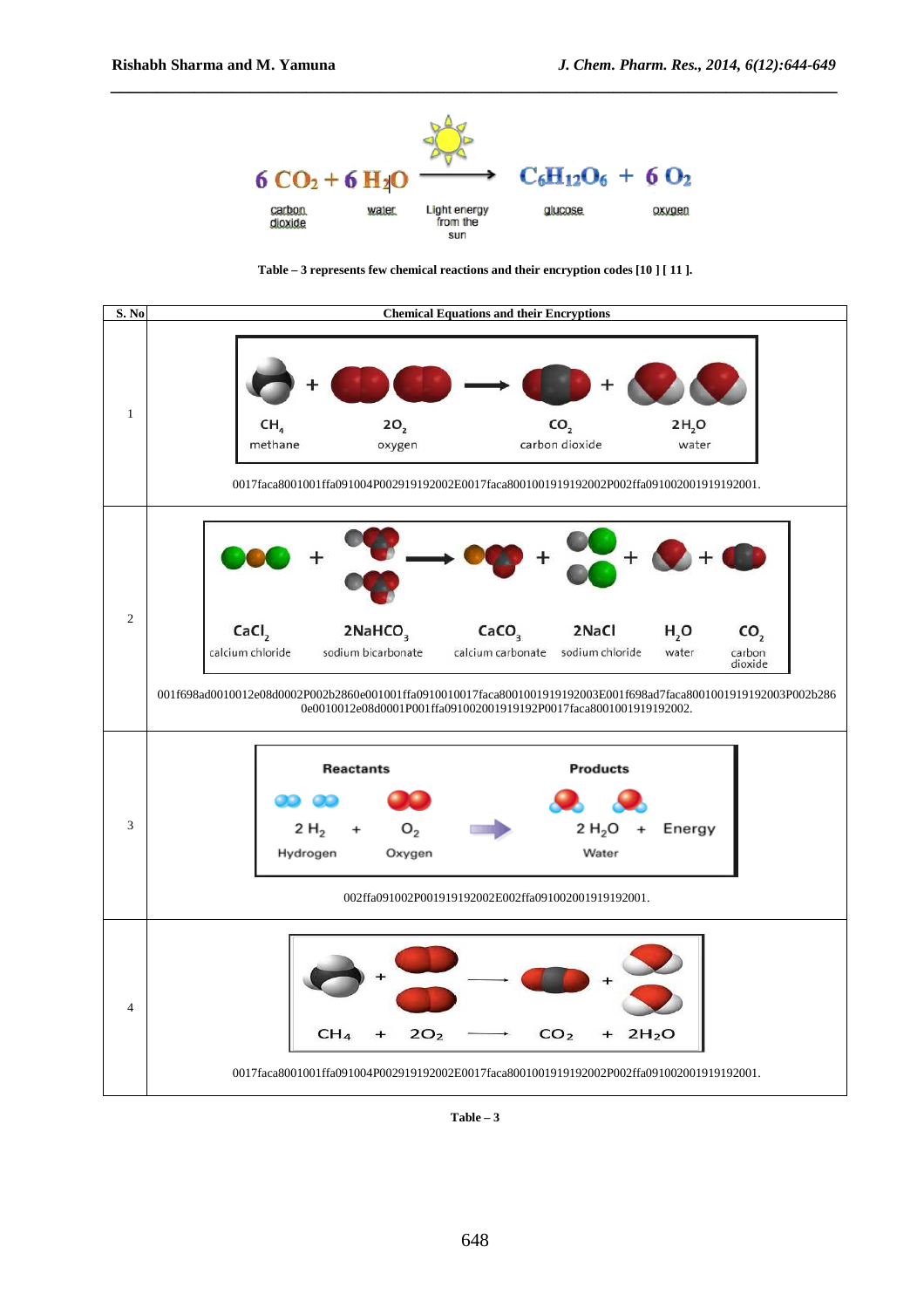$$6\,CO_2 + 6\,H_2O \xrightarrow{\text{Light energy from the sun}} C_6H_{12}O_6 + 6\,O_2$$

carbon dioxide, water, glucose, oxygen

**Table – 3 represents few chemical reactions and their encryption codes [10 ] [ 11 ].**

| S. No | Chemical Equations and their Encryptions |
|---|---|
| 1 | $CH_4 + 2O_2 \rightarrow CO_2 + 2H_2O$ (methane + oxygen → carbon dioxide + water) <br> 0017faca8001001ffa091004P002919192002E0017faca8001001919192002P002ffa091002001919192001. |
| 2 | $CaCl_2 + 2NaHCO_3 \rightarrow CaCO_3 + 2NaCl + H_2O + CO_2$ (calcium chloride + sodium bicarbonate → calcium carbonate + sodium chloride + water + carbon dioxide) <br> 001f698ad0010012e08d0002P002b2860e001001ffa0910010017faca8001001919192003E001f698ad7faca8001001919192003P002b2860e0010012e08d0001P001ffa091002001919192P0017faca8001001919192002. |
| 3 | Reactants: $2\,H_2 + O_2$ (Hydrogen, Oxygen) → Products: $2\,H_2O$ + Energy (Water) <br> 002ffa091002P001919192002E002ffa091002001919192001. |
| 4 | $CH_4 + 2O_2 \rightarrow CO_2 + 2H_2O$ <br> 0017faca8001001ffa091004P002919192002E0017faca8001001919192002P002ffa091002001919192001. |

**Table – 3**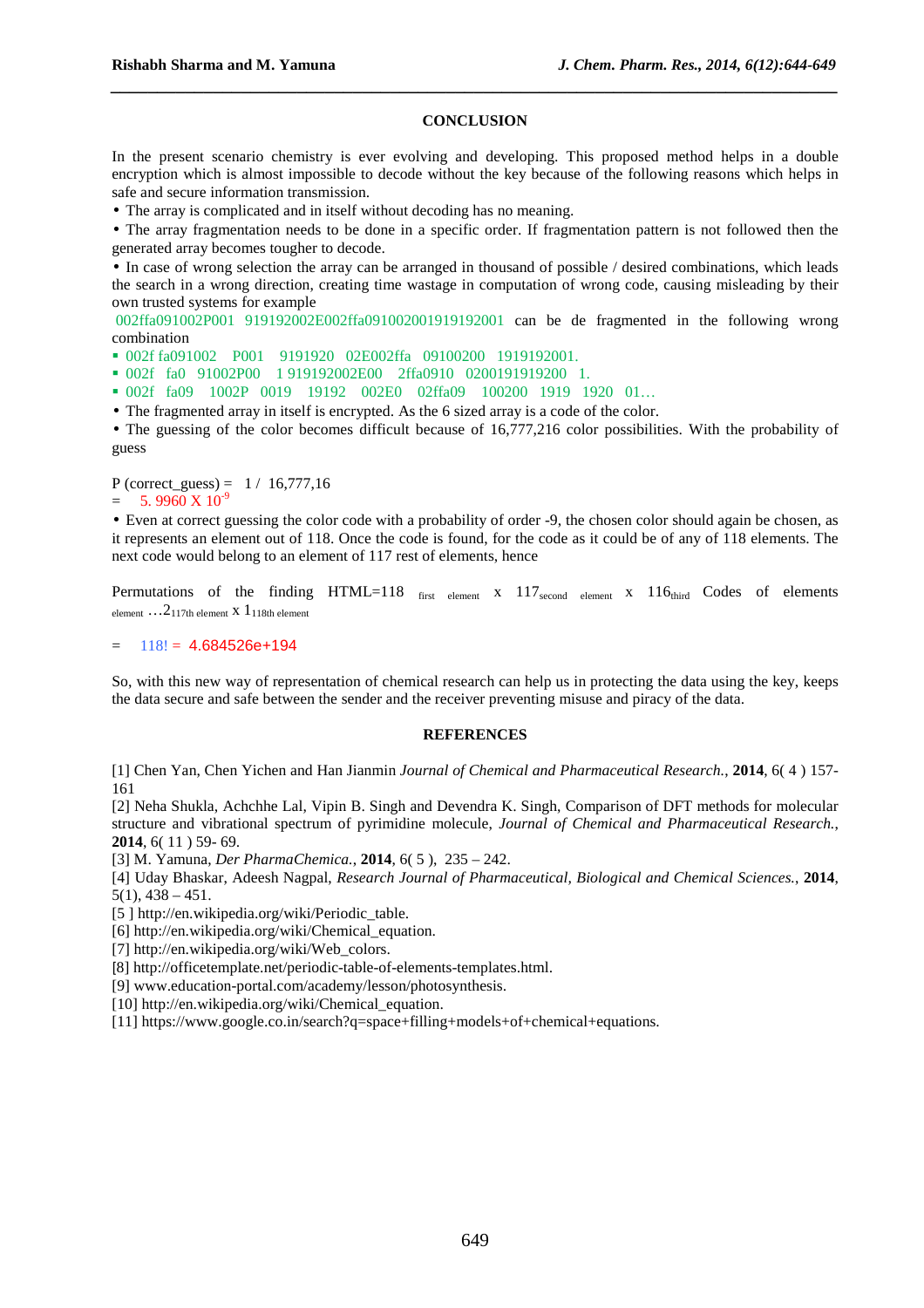## CONCLUSION

In the present scenario chemistry is ever evolving and developing. This proposed method helps in a double encryption which is almost impossible to decode without the key because of the following reasons which helps in safe and secure information transmission.

- The array is complicated and in itself without decoding has no meaning.
- The array fragmentation needs to be done in a specific order. If fragmentation pattern is not followed then the generated array becomes tougher to decode.
- In case of wrong selection the array can be arranged in thousand of possible / desired combinations, which leads the search in a wrong direction, creating time wastage in computation of wrong code, causing misleading by their own trusted systems for example

002ffa091002P001 919192002E002ffa091002001919192001 can be de fragmented in the following wrong combination

- 002f fa091002 P001 9191920 02E002ffa 09100200 1919192001.
- 002f fa0 91002P00 1 919192002E00 2ffa0910 0200191919200 1.
- 002f fa09 1002P 0019 19192 002E0 02ffa09 100200 1919 1920 01…

- The fragmented array in itself is encrypted. As the 6 sized array is a code of the color.
- The guessing of the color becomes difficult because of 16,777,216 color possibilities. With the probability of guess

P (correct_guess) = 1 / 16,777,16

= $5.9960 \times 10^{-9}$

- Even at correct guessing the color code with a probability of order -9, the chosen color should again be chosen, as it represents an element out of 118. Once the code is found, for the code as it could be of any of 118 elements. The next code would belong to an element of 117 rest of elements, hence

Permutations of the finding HTML=$118_{\text{first element}} \times 117_{\text{second element}} \times 116_{\text{third element}}$ Codes of elements $\ldots 2_{\text{117th element}} \times 1_{\text{118th element}}$

= 118! = 4.684526e+194

So, with this new way of representation of chemical research can help us in protecting the data using the key, keeps the data secure and safe between the sender and the receiver preventing misuse and piracy of the data.

## REFERENCES

[1] Chen Yan, Chen Yichen and Han Jianmin *Journal of Chemical and Pharmaceutical Research.*, **2014**, 6( 4 ) 157-161

[2] Neha Shukla, Achchhe Lal, Vipin B. Singh and Devendra K. Singh, Comparison of DFT methods for molecular structure and vibrational spectrum of pyrimidine molecule, *Journal of Chemical and Pharmaceutical Research.*, **2014**, 6( 11 ) 59- 69.

[3] M. Yamuna, *Der PharmaChemica.*, **2014**, 6( 5 ), 235 – 242.

[4] Uday Bhaskar, Adeesh Nagpal, *Research Journal of Pharmaceutical, Biological and Chemical Sciences.*, **2014**, 5(1), 438 – 451.

[5 ] http://en.wikipedia.org/wiki/Periodic_table.

[6] http://en.wikipedia.org/wiki/Chemical_equation.

[7] http://en.wikipedia.org/wiki/Web_colors.

[8] http://officetemplate.net/periodic-table-of-elements-templates.html.

[9] www.education-portal.com/academy/lesson/photosynthesis.

[10] http://en.wikipedia.org/wiki/Chemical_equation.

[11] https://www.google.co.in/search?q=space+filling+models+of+chemical+equations.